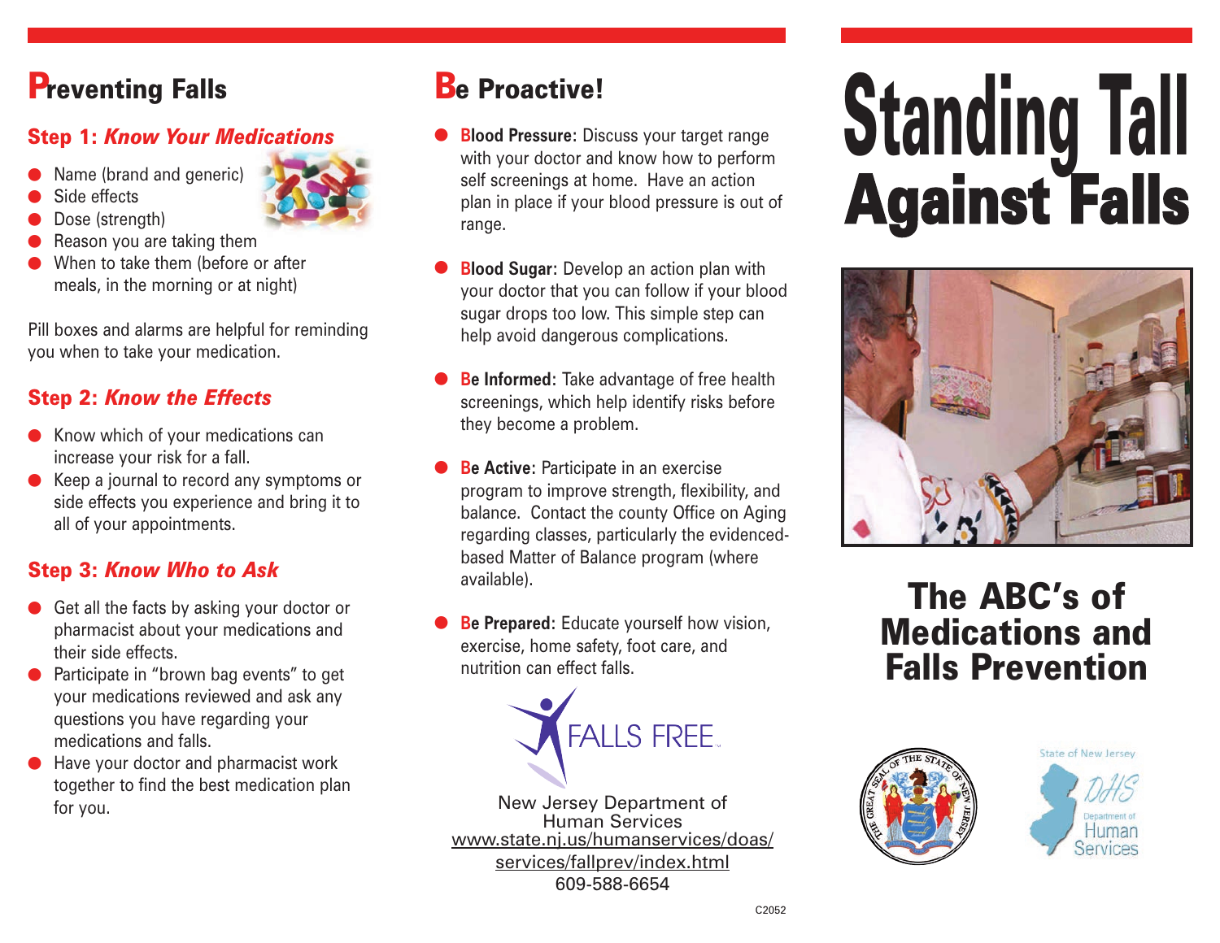# Standing Tall Against Falls

## The ABC's of Medications and Falls Prevention

## Preventing Falls

### Step 1: *Know Your Medications*

- Name (brand and generic)
- Side effects
- Dose (strength)
- Reason you are taking them
- When to take them (before or after meals, in the morning or at night)

Pill boxes and alarms are helpful for reminding you when to take your medication.

### Step 2: *Know the Effects*

- Know which of your medications can increase your risk for a fall.
- Keep a journal to record any symptoms or side effects you experience and bring it to all of your appointments.

### Step 3: *Know Who to Ask*

- Get all the facts by asking your doctor or pharmacist about your medications and their side effects.
- Participate in "brown bag events" to get your medications reviewed and ask any questions you have regarding your medications and falls.
- Have your doctor and pharmacist work together to find the best medication plan for you.

## Be Proactive!

- **Blood Pressure:** Discuss your target range with your doctor and know how to perform self screenings at home. Have an action plan in place if your blood pressure is out of range.
- **Blood Sugar:** Develop an action plan with your doctor that you can follow if your blood sugar drops too low. This simple step can help avoid dangerous complications.
- **Be Informed:** Take advantage of free health screenings, which help identify risks before they become a problem.
- **Be Active:** Participate in an exercise program to improve strength, flexibility, and balance. Contact the county Office on Aging regarding classes, particularly the evidenced-based Matter of Balance program (where available).
- **Be Prepared:** Educate yourself how vision, exercise, home safety, foot care, and nutrition can effect falls.

FALLS FREE

New Jersey Department of Human Services
www.state.nj.us/humanservices/doas/services/fallprev/index.html
609-588-6654

State of New Jersey DHS Department of Human Services

C2052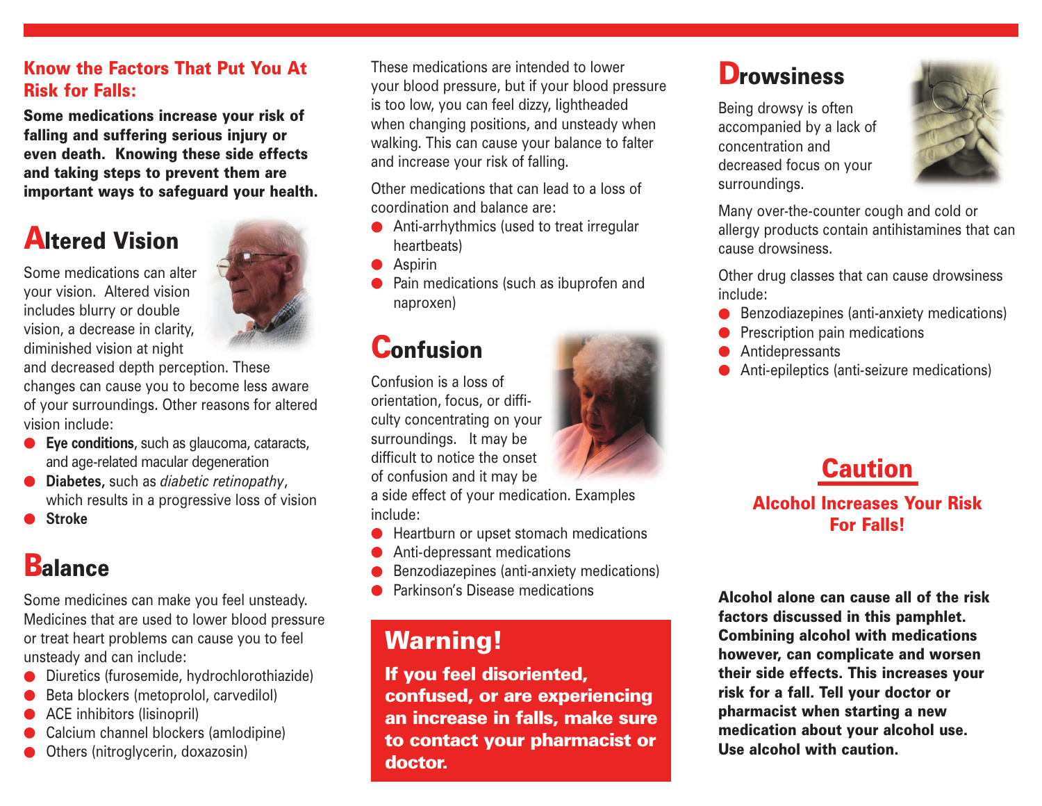## Know the Factors That Put You At Risk for Falls:

**Some medications increase your risk of falling and suffering serious injury or even death. Knowing these side effects and taking steps to prevent them are important ways to safeguard your health.**

## Altered Vision

Some medications can alter your vision. Altered vision includes blurry or double vision, a decrease in clarity, diminished vision at night and decreased depth perception. These changes can cause you to become less aware of your surroundings. Other reasons for altered vision include:

- **Eye conditions**, such as glaucoma, cataracts, and age-related macular degeneration
- **Diabetes,** such as *diabetic retinopathy*, which results in a progressive loss of vision
- **Stroke**

## Balance

Some medicines can make you feel unsteady. Medicines that are used to lower blood pressure or treat heart problems can cause you to feel unsteady and can include:

- Diuretics (furosemide, hydrochlorothiazide)
- Beta blockers (metoprolol, carvedilol)
- ACE inhibitors (lisinopril)
- Calcium channel blockers (amlodipine)
- Others (nitroglycerin, doxazosin)

These medications are intended to lower your blood pressure, but if your blood pressure is too low, you can feel dizzy, lightheaded when changing positions, and unsteady when walking. This can cause your balance to falter and increase your risk of falling.

Other medications that can lead to a loss of coordination and balance are:

- Anti-arrhythmics (used to treat irregular heartbeats)
- Aspirin
- Pain medications (such as ibuprofen and naproxen)

## Confusion

Confusion is a loss of orientation, focus, or difficulty concentrating on your surroundings. It may be difficult to notice the onset of confusion and it may be a side effect of your medication. Examples include:

- Heartburn or upset stomach medications
- Anti-depressant medications
- Benzodiazepines (anti-anxiety medications)
- Parkinson's Disease medications

## Warning!

**If you feel disoriented, confused, or are experiencing an increase in falls, make sure to contact your pharmacist or doctor.**

## Drowsiness

Being drowsy is often accompanied by a lack of concentration and decreased focus on your surroundings.

Many over-the-counter cough and cold or allergy products contain antihistamines that can cause drowsiness.

Other drug classes that can cause drowsiness include:

- Benzodiazepines (anti-anxiety medications)
- Prescription pain medications
- Antidepressants
- Anti-epileptics (anti-seizure medications)

## Caution

### Alcohol Increases Your Risk For Falls!

**Alcohol alone can cause all of the risk factors discussed in this pamphlet. Combining alcohol with medications however, can complicate and worsen their side effects. This increases your risk for a fall. Tell your doctor or pharmacist when starting a new medication about your alcohol use. Use alcohol with caution.**